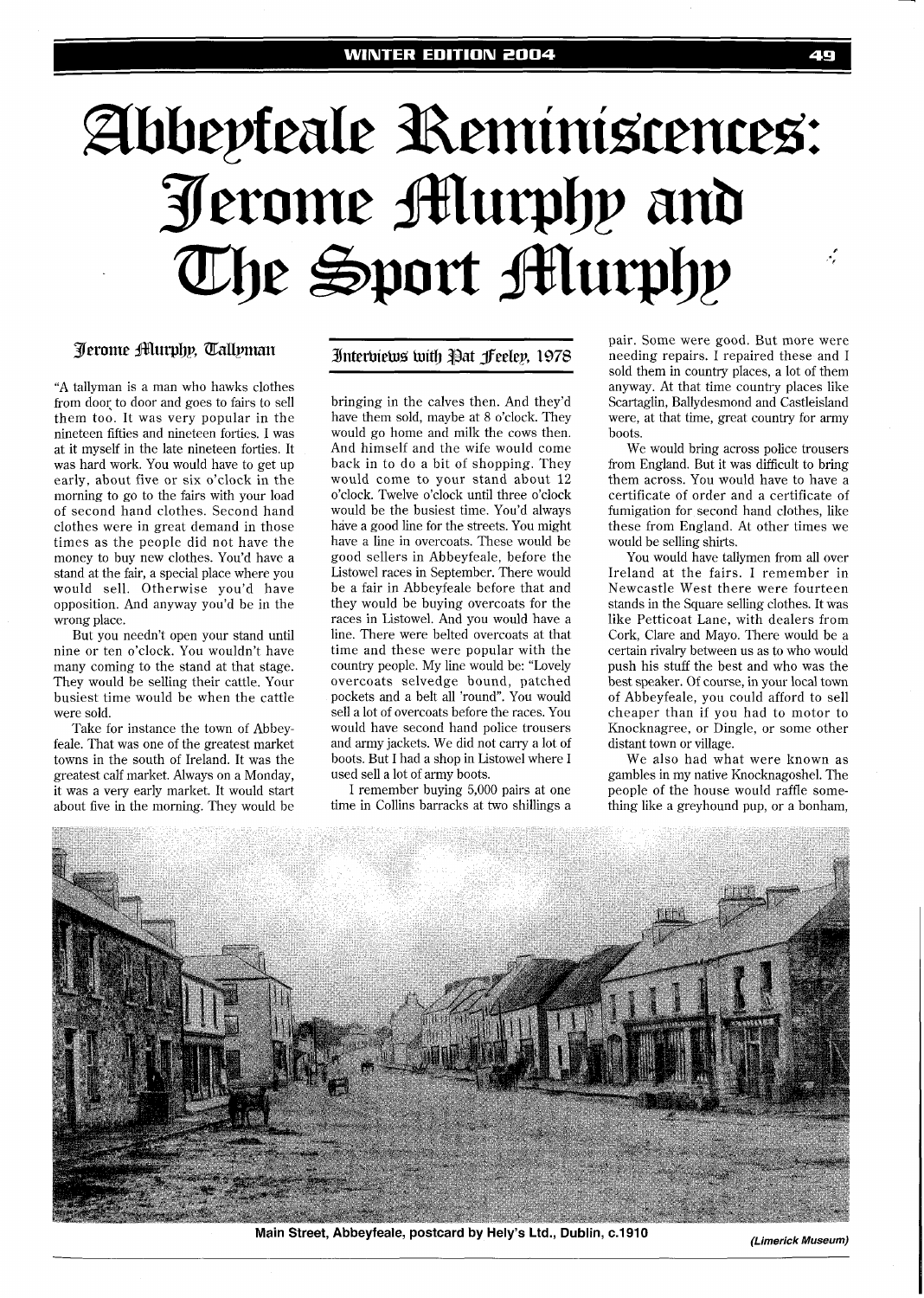# Abbeyfeale Reminiscences: Jerome Murphy and The Sport Murphy

## Jerome Murphy, Tallyman

### Interviews with Pat Feeley, 1978

"A tallyman is a man who hawks clothes from door to door and goes to fairs to sell them too. It was very popular in the nineteen fifties and nineteen forties. I was at it myself in the late nineteen forties. It was hard work. You would have to get up early, about five or six o'clock in the morning to go to the fairs with your load of second hand clothes. Second hand clothes were in great demand in those times as the people did not have the money to buy new clothes. You'd have a stand at the fair, a special place where you would sell. Otherwise you'd have opposition. And anyway you'd be in the wrong place.

But you needn't open your stand until nine or ten o'clock. You wouldn't have many coming to the stand at that stage. They would be selling their cattle. Your busiest time would be when the cattle were sold.

Take for instance the town of Abbeyfeale. That was one of the greatest market towns in the south of Ireland. It was the greatest calf market. Always on a Monday, it was a very early market. It would start about five in the morning. They would be bringing in the calves then. And they'd have them sold, maybe at 8 o'clock. They would go home and milk the cows then. And himself and the wife would come back in to do a bit of shopping. They would come to your stand about 12 o'clock. Twelve o'clock until three o'clock would be the busiest time. You'd always have a good line for the streets. You might have a line in overcoats. These would be good sellers in Abbeyfeale, before the Listowel races in September. There would be a fair in Abbeyfeale before that and they would be buying overcoats for the races in Listowel. And you would have a line. There were belted overcoats at that time and these were popular with the country people. My line would be: "Lovely overcoats selvedge bound, patched pockets and a belt all 'round". You would sell a lot of overcoats before the races. You would have second hand police trousers and army jackets. We did not carry a lot of boots. But I had a shop in Listowel where I used sell a lot of army boots.

I remember buying 5,000 pairs at one time in Collins barracks at two shillings a pair. Some were good. But more were needing repairs. I repaired these and I sold them in country places, a lot of them anyway. At that time country places like Scartaglin, Ballydesmond and Castleisland were, at that time, great country for army boots.

We would bring across police trousers from England. But it was difficult to bring them across. You would have to have a certificate of order and a certificate of fumigation for second hand clothes, like these from England. At other times we would be selling shirts.

You would have tallymen from all over Ireland at the fairs. I remember in Newcastle West there were fourteen stands in the Square selling clothes. It was like Petticoat Lane, with dealers from Cork, Clare and Mayo. There would be a certain rivalry between us as to who would push his stuff the best and who was the best speaker. Of course, in your local town of Abbeyfeale, you could afford to sell cheaper than if you had to motor to Knocknagree, or Dingle, or some other distant town or village.

We also had what were known as gambles in my native Knocknagoshel. The people of the house would raffle something like a greyhound pup, or a bonham,

Main Street, Abbeyfeale, postcard by Hely's Ltd., Dublin, c.1910 (Limerick Museum)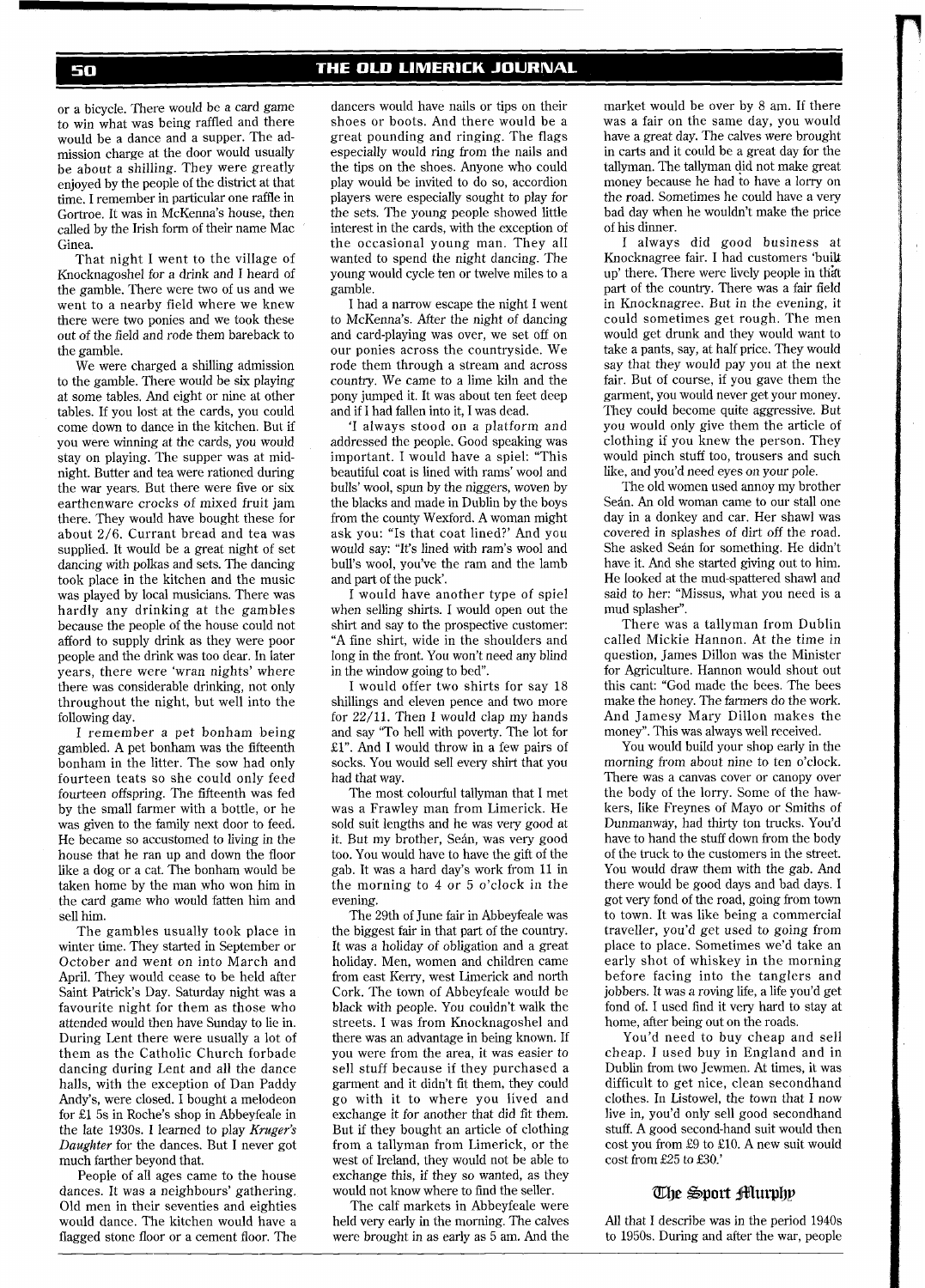or a bicycle. There would be a card game to win what was being raffled and there would be a dance and a supper. The admission charge at the door would usually be about a shilling. They were greatly enjoyed by the people of the district at that time. I remember in particular one raffle in Gortroe. It was in McKenna's house, then called by the Irish form of their name Mac Ginea.

That night I went to the village of Knocknagoshel for a drink and I heard of the gamble. There were two of us and we went to a nearby field where we knew there were two ponies and we took these out of the field and rode them bareback to the gamble.

We were charged a shilling admission to the gamble. There would be six playing at some tables. And eight or nine at other tables. If you lost at the cards, you could come down to dance in the kitchen. But if you were winning at the cards, you would stay on playing. The supper was at midnight. Butter and tea were rationed during the war years. But there were five or six earthenware crocks of mixed fruit jam there. They would have bought these for about 2/6. Currant bread and tea was supplied. It would be a great night of set dancing with polkas and sets. The dancing took place in the kitchen and the music was played by local musicians. There was hardly any drinking at the gambles because the people of the house could not afford to supply drink as they were poor people and the drink was too dear. In later years, there were 'wran nights' where there was considerable drinking, not only throughout the night, but well into the following day.

I remember a pet bonham being gambled. A pet bonham was the fifteenth bonham in the litter. The sow had only fourteen teats so she could only feed fourteen offspring. The fifteenth was fed by the small farmer with a bottle, or he was given to the family next door to feed. He became so accustomed to living in the house that he ran up and down the floor like a dog or a cat. The bonham would be taken home by the man who won him in the card game who would fatten him and sell him.

The gambles usually took place in winter time. They started in September or October and went on into March and April. They would cease to be held after Saint Patrick's Day. Saturday night was a favourite night for them as those who attended would then have Sunday to lie in. During Lent there were usually a lot of them as the Catholic Church forbade dancing during Lent and all the dance halls, with the exception of Dan Paddy Andy's, were closed. I bought a melodeon for £1 5s in Roche's shop in Abbeyfeale in the late 1930s. I learned to play *Kruger's Daughter* for the dances. But I never got much farther beyond that.

People of all ages came to the house dances. It was a neighbours' gathering. Old men in their seventies and eighties would dance. The kitchen would have a flagged stone floor or a cement floor. The dancers would have nails or tips on their shoes or boots. And there would be a great pounding and ringing. The flags especially would ring from the nails and the tips on the shoes. Anyone who could play would be invited to do so, accordion players were especially sought to play for the sets. The young people showed little interest in the cards, with the exception of the occasional young man. They all wanted to spend the night dancing. The young would cycle ten or twelve miles to a gamble.

I had a narrow escape the night I went to McKenna's. After the night of dancing and card-playing was over, we set off on our ponies across the countryside. We rode them through a stream and across country. We came to a lime kiln and the pony jumped it. It was about ten feet deep and if I had fallen into it, I was dead.

'I always stood on a platform and addressed the people. Good speaking was important. I would have a spiel: "This beautiful coat is lined with rams' wool and bulls' wool, spun by the niggers, woven by the blacks and made in Dublin by the boys from the county Wexford. A woman might ask you: "Is that coat lined?' And you would say: "It's lined with ram's wool and bull's wool, you've the ram and the lamb and part of the puck'.

I would have another type of spiel when selling shirts. I would open out the shirt and say to the prospective customer: "A fine shirt, wide in the shoulders and long in the front. You won't need any blind in the window going to bed".

I would offer two shirts for say 18 shillings and eleven pence and two more for 22/11. Then I would clap my hands and say "To hell with poverty. The lot for £1". And I would throw in a few pairs of socks. You would sell every shirt that you had that way.

The most colourful tallyman that I met was a Frawley man from Limerick. He sold suit lengths and he was very good at it. But my brother, Seán, was very good too. You would have to have the gift of the gab. It was a hard day's work from 11 in the morning to 4 or 5 o'clock in the evening.

The 29th of June fair in Abbeyfeale was the biggest fair in that part of the country. It was a holiday of obligation and a great holiday. Men, women and children came from east Kerry, west Limerick and north Cork. The town of Abbeyfeale would be black with people. You couldn't walk the streets. I was from Knocknagoshel and there was an advantage in being known. If you were from the area, it was easier to sell stuff because if they purchased a garment and it didn't fit them, they could go with it to where you lived and exchange it for another that did fit them. But if they bought an article of clothing from a tallyman from Limerick, or the west of Ireland, they would not be able to exchange this, if they so wanted, as they would not know where to find the seller.

The calf markets in Abbeyfeale were held very early in the morning. The calves were brought in as early as 5 am. And the market would be over by 8 am. If there was a fair on the same day, you would have a great day. The calves were brought in carts and it could be a great day for the tallyman. The tallyman did not make great money because he had to have a lorry on the road. Sometimes he could have a very bad day when he wouldn't make the price of his dinner.

I always did good business at Knocknagree fair. I had customers 'built up' there. There were lively people in that part of the country. There was a fair field in Knocknagree. But in the evening, it could sometimes get rough. The men would get drunk and they would want to take a pants, say, at half price. They would say that they would pay you at the next fair. But of course, if you gave them the garment, you would never get your money. They could become quite aggressive. But you would only give them the article of clothing if you knew the person. They would pinch stuff too, trousers and such like, and you'd need eyes on your pole.

The old women used annoy my brother Seán. An old woman came to our stall one day in a donkey and car. Her shawl was covered in splashes of dirt off the road. She asked Seán for something. He didn't have it. And she started giving out to him. He looked at the mud-spattered shawl and said to her: "Missus, what you need is a mud splasher".

There was a tallyman from Dublin called Mickie Hannon. At the time in question, James Dillon was the Minister for Agriculture. Hannon would shout out this cant: "God made the bees. The bees make the honey. The farmers do the work. And Jamesy Mary Dillon makes the money". This was always well received.

You would build your shop early in the morning from about nine to ten o'clock. There was a canvas cover or canopy over the body of the lorry. Some of the hawkers, like Freynes of Mayo or Smiths of Dunmanway, had thirty ton trucks. You'd have to hand the stuff down from the body of the truck to the customers in the street. You would draw them with the gab. And there would be good days and bad days. I got very fond of the road, going from town to town. It was like being a commercial traveller, you'd get used to going from place to place. Sometimes we'd take an early shot of whiskey in the morning before facing into the tanglers and jobbers. It was a roving life, a life you'd get fond of. I used find it very hard to stay at home, after being out on the roads.

You'd need to buy cheap and sell cheap. I used buy in England and in Dublin from two Jewmen. At times, it was difficult to get nice, clean secondhand clothes. In Listowel, the town that I now live in, you'd only sell good secondhand stuff. A good second-hand suit would then cost you from £9 to £10. A new suit would cost from £25 to £30.'

## The Sport Murphy

All that I describe was in the period 1940s to 1950s. During and after the war, people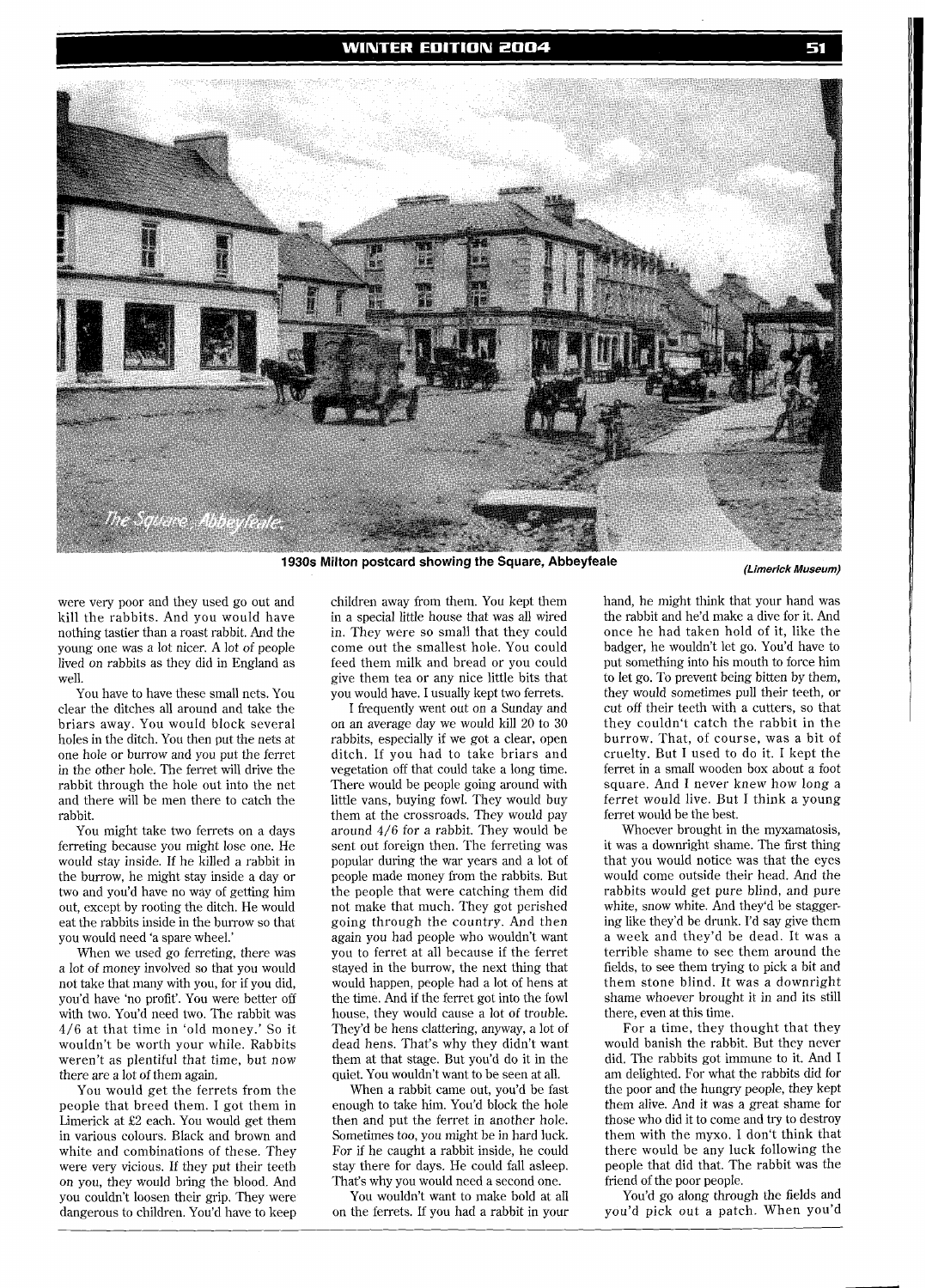1930s Milton postcard showing the Square, Abbeyfeale *(Limerick Museum)*

were very poor and they used go out and kill the rabbits. And you would have nothing tastier than a roast rabbit. And the young one was a lot nicer. A lot of people lived on rabbits as they did in England as well.

You have to have these small nets. You clear the ditches all around and take the briars away. You would block several holes in the ditch. You then put the nets at one hole or burrow and you put the ferret in the other hole. The ferret will drive the rabbit through the hole out into the net and there will be men there to catch the rabbit.

You might take two ferrets on a days ferreting because you might lose one. He would stay inside. If he killed a rabbit in the burrow, he might stay inside a day or two and you'd have no way of getting him out, except by rooting the ditch. He would eat the rabbits inside in the burrow so that you would need 'a spare wheel.'

When we used go ferreting, there was a lot of money involved so that you would not take that many with you, for if you did, you'd have 'no profit'. You were better off with two. You'd need two. The rabbit was 4/6 at that time in 'old money.' So it wouldn't be worth your while. Rabbits weren't as plentiful that time, but now there are a lot of them again.

You would get the ferrets from the people that breed them. I got them in Limerick at £2 each. You would get them in various colours. Black and brown and white and combinations of these. They were very vicious. If they put their teeth on you, they would bring the blood. And you couldn't loosen their grip. They were dangerous to children. You'd have to keep children away from them. You kept them in a special little house that was all wired in. They were so small that they could come out the smallest hole. You could feed them milk and bread or you could give them tea or any nice little bits that you would have. I usually kept two ferrets.

I frequently went out on a Sunday and on an average day we would kill 20 to 30 rabbits, especially if we got a clear, open ditch. If you had to take briars and vegetation off that could take a long time. There would be people going around with little vans, buying fowl. They would buy them at the crossroads. They would pay around 4/6 for a rabbit. They would be sent out foreign then. The ferreting was popular during the war years and a lot of people made money from the rabbits. But the people that were catching them did not make that much. They got perished going through the country. And then again you had people who wouldn't want you to ferret at all because if the ferret stayed in the burrow, the next thing that would happen, people had a lot of hens at the time. And if the ferret got into the fowl house, they would cause a lot of trouble. They'd be hens clattering, anyway, a lot of dead hens. That's why they didn't want them at that stage. But you'd do it in the quiet. You wouldn't want to be seen at all.

When a rabbit came out, you'd be fast enough to take him. You'd block the hole then and put the ferret in another hole. Sometimes too, you might be in hard luck. For if he caught a rabbit inside, he could stay there for days. He could fall asleep. That's why you would need a second one.

You wouldn't want to make bold at all on the ferrets. If you had a rabbit in your hand, he might think that your hand was the rabbit and he'd make a dive for it. And once he had taken hold of it, like the badger, he wouldn't let go. You'd have to put something into his mouth to force him to let go. To prevent being bitten by them, they would sometimes pull their teeth, or cut off their teeth with a cutters, so that they couldn't catch the rabbit in the burrow. That, of course, was a bit of cruelty. But I used to do it. I kept the ferret in a small wooden box about a foot square. And I never knew how long a ferret would live. But I think a young ferret would be the best.

Whoever brought in the myxamatosis, it was a downright shame. The first thing that you would notice was that the eyes would come outside their head. And the rabbits would get pure blind, and pure white, snow white. And they'd be staggering like they'd be drunk. I'd say give them a week and they'd be dead. It was a terrible shame to see them around the fields, to see them trying to pick a bit and them stone blind. It was a downright shame whoever brought it in and its still there, even at this time.

For a time, they thought that they would banish the rabbit. But they never did. The rabbits got immune to it. And I am delighted. For what the rabbits did for the poor and the hungry people, they kept them alive. And it was a great shame for those who did it to come and try to destroy them with the myxo. I don't think that there would be any luck following the people that did that. The rabbit was the friend of the poor people.

You'd go along through the fields and you'd pick out a patch. When you'd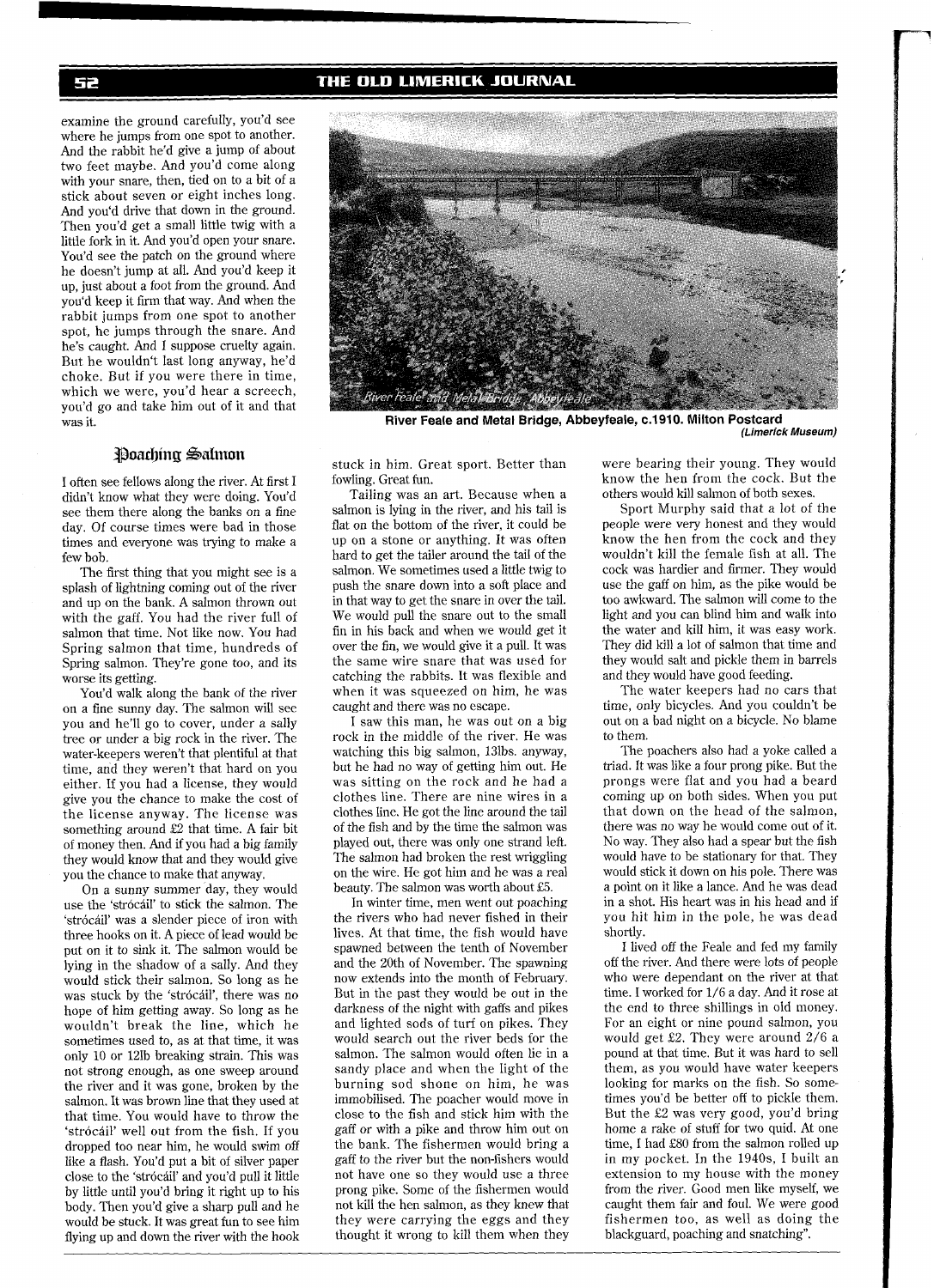examine the ground carefully, you'd see where he jumps from one spot to another. And the rabbit he'd give a jump of about two feet maybe. And you'd come along with your snare, then, tied on to a bit of a stick about seven or eight inches long. And you'd drive that down in the ground. Then you'd get a small little twig with a little fork in it. And you'd open your snare. You'd see the patch on the ground where he doesn't jump at all. And you'd keep it up, just about a foot from the ground. And you'd keep it firm that way. And when the rabbit jumps from one spot to another spot, he jumps through the snare. And he's caught. And I suppose cruelty again. But he wouldn't last long anyway, he'd choke. But if you were there in time, which we were, you'd hear a screech, you'd go and take him out of it and that was it.

## Poaching Salmon

I often see fellows along the river. At first I didn't know what they were doing. You'd see them there along the banks on a fine day. Of course times were bad in those times and everyone was trying to make a few bob.

The first thing that you might see is a splash of lightning coming out of the river and up on the bank. A salmon thrown out with the gaff. You had the river full of salmon that time. Not like now. You had Spring salmon that time, hundreds of Spring salmon. They're gone too, and its worse its getting.

You'd walk along the bank of the river on a fine sunny day. The salmon will see you and he'll go to cover, under a sally tree or under a big rock in the river. The water-keepers weren't that plentiful at that time, and they weren't that hard on you either. If you had a license, they would give you the chance to make the cost of the license anyway. The license was something around £2 that time. A fair bit of money then. And if you had a big family they would know that and they would give you the chance to make that anyway.

On a sunny summer day, they would use the 'strócáil' to stick the salmon. The 'strócáil' was a slender piece of iron with three hooks on it. A piece of lead would be put on it to sink it. The salmon would be lying in the shadow of a sally. And they would stick their salmon. So long as he was stuck by the 'strócáil', there was no hope of him getting away. So long as he wouldn't break the line, which he sometimes used to, as at that time, it was only 10 or 12lb breaking strain. This was not strong enough, as one sweep around the river and it was gone, broken by the salmon. It was brown line that they used at that time. You would have to throw the 'strócáil' well out from the fish. If you dropped too near him, he would swim off like a flash. You'd put a bit of silver paper close to the 'strócáil' and you'd pull it little by little until you'd bring it right up to his body. Then you'd give a sharp pull and he would be stuck. It was great fun to see him flying up and down the river with the hook stuck in him. Great sport. Better than fowling. Great fun.

River Feale and Metal Bridge, Abbeyfeale, c.1910. Milton Postcard *(Limerick Museum)*

Tailing was an art. Because when a salmon is lying in the river, and his tail is flat on the bottom of the river, it could be up on a stone or anything. It was often hard to get the tailer around the tail of the salmon. We sometimes used a little twig to push the snare down into a soft place and in that way to get the snare in over the tail. We would pull the snare out to the small fin in his back and when we would get it over the fin, we would give it a pull. It was the same wire snare that was used for catching the rabbits. It was flexible and when it was squeezed on him, he was caught and there was no escape.

I saw this man, he was out on a big rock in the middle of the river. He was watching this big salmon, 13lbs. anyway, but he had no way of getting him out. He was sitting on the rock and he had a clothes line. There are nine wires in a clothes line. He got the line around the tail of the fish and by the time the salmon was played out, there was only one strand left. The salmon had broken the rest wriggling on the wire. He got him and he was a real beauty. The salmon was worth about £5.

In winter time, men went out poaching the rivers who had never fished in their lives. At that time, the fish would have spawned between the tenth of November and the 20th of November. The spawning now extends into the month of February. But in the past they would be out in the darkness of the night with gaffs and pikes and lighted sods of turf on pikes. They would search out the river beds for the salmon. The salmon would often lie in a sandy place and when the light of the burning sod shone on him, he was immobilised. The poacher would move in close to the fish and stick him with the gaff or with a pike and throw him out on the bank. The fishermen would bring a gaff to the river but the non-fishers would not have one so they would use a three prong pike. Some of the fishermen would not kill the hen salmon, as they knew that they were carrying the eggs and they thought it wrong to kill them when they were bearing their young. They would know the hen from the cock. But the others would kill salmon of both sexes.

Sport Murphy said that a lot of the people were very honest and they would know the hen from the cock and they wouldn't kill the female fish at all. The cock was hardier and firmer. They would use the gaff on him, as the pike would be too awkward. The salmon will come to the light and you can blind him and walk into the water and kill him, it was easy work. They did kill a lot of salmon that time and they would salt and pickle them in barrels and they would have good feeding.

The water keepers had no cars that time, only bicycles. And you couldn't be out on a bad night on a bicycle. No blame to them.

The poachers also had a yoke called a triad. It was like a four prong pike. But the prongs were flat and you had a beard coming up on both sides. When you put that down on the head of the salmon, there was no way he would come out of it. No way. They also had a spear but the fish would have to be stationary for that. They would stick it down on his pole. There was a point on it like a lance. And he was dead in a shot. His heart was in his head and if you hit him in the pole, he was dead shortly.

I lived off the Feale and fed my family off the river. And there were lots of people who were dependant on the river at that time. I worked for 1/6 a day. And it rose at the end to three shillings in old money. For an eight or nine pound salmon, you would get £2. They were around 2/6 a pound at that time. But it was hard to sell them, as you would have water keepers looking for marks on the fish. So sometimes you'd be better off to pickle them. But the £2 was very good, you'd bring home a rake of stuff for two quid. At one time, I had £80 from the salmon rolled up in my pocket. In the 1940s, I built an extension to my house with the money from the river. Good men like myself, we caught them fair and foul. We were good fishermen too, as well as doing the blackguard, poaching and snatching".